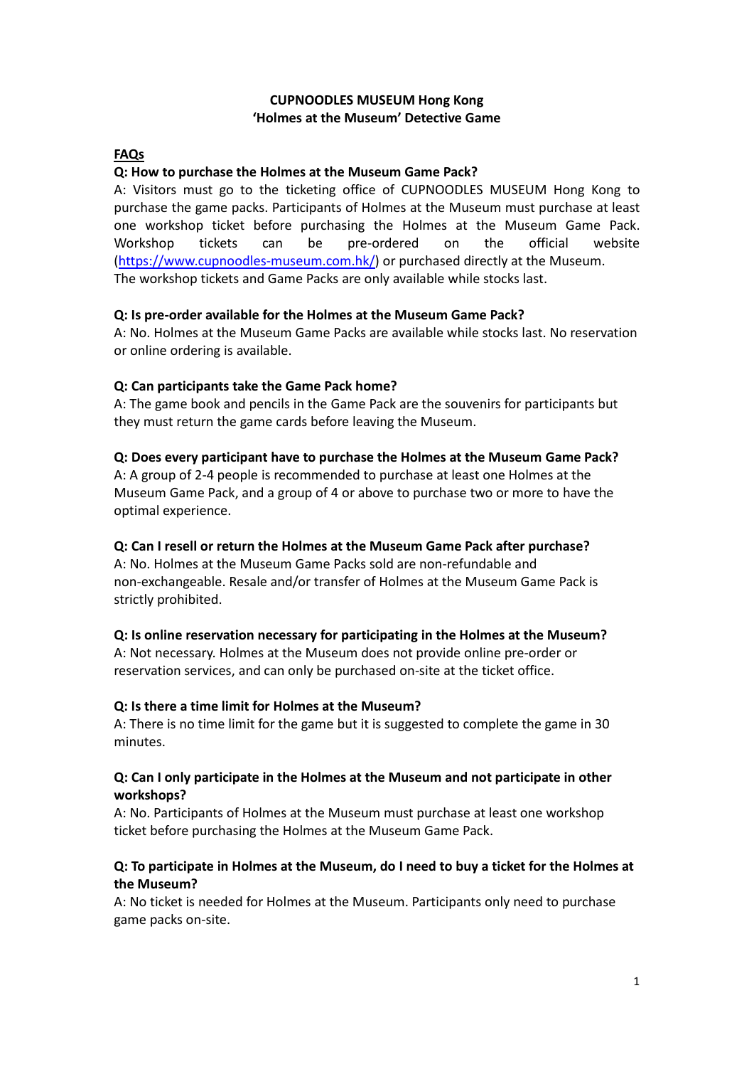**CUPNOODLES MUSEUM Hong Kong**
**'Holmes at the Museum' Detective Game**

## FAQs

**Q: How to purchase the Holmes at the Museum Game Pack?**

A: Visitors must go to the ticketing office of CUPNOODLES MUSEUM Hong Kong to purchase the game packs. Participants of Holmes at the Museum must purchase at least one workshop ticket before purchasing the Holmes at the Museum Game Pack. Workshop tickets can be pre-ordered on the official website (https://www.cupnoodles-museum.com.hk/) or purchased directly at the Museum. The workshop tickets and Game Packs are only available while stocks last.

**Q: Is pre-order available for the Holmes at the Museum Game Pack?**

A: No. Holmes at the Museum Game Packs are available while stocks last. No reservation or online ordering is available.

**Q: Can participants take the Game Pack home?**

A: The game book and pencils in the Game Pack are the souvenirs for participants but they must return the game cards before leaving the Museum.

**Q: Does every participant have to purchase the Holmes at the Museum Game Pack?**

A: A group of 2-4 people is recommended to purchase at least one Holmes at the Museum Game Pack, and a group of 4 or above to purchase two or more to have the optimal experience.

**Q: Can I resell or return the Holmes at the Museum Game Pack after purchase?**

A: No. Holmes at the Museum Game Packs sold are non-refundable and non-exchangeable. Resale and/or transfer of Holmes at the Museum Game Pack is strictly prohibited.

**Q: Is online reservation necessary for participating in the Holmes at the Museum?**

A: Not necessary. Holmes at the Museum does not provide online pre-order or reservation services, and can only be purchased on-site at the ticket office.

**Q: Is there a time limit for Holmes at the Museum?**

A: There is no time limit for the game but it is suggested to complete the game in 30 minutes.

**Q: Can I only participate in the Holmes at the Museum and not participate in other workshops?**

A: No. Participants of Holmes at the Museum must purchase at least one workshop ticket before purchasing the Holmes at the Museum Game Pack.

**Q: To participate in Holmes at the Museum, do I need to buy a ticket for the Holmes at the Museum?**

A: No ticket is needed for Holmes at the Museum. Participants only need to purchase game packs on-site.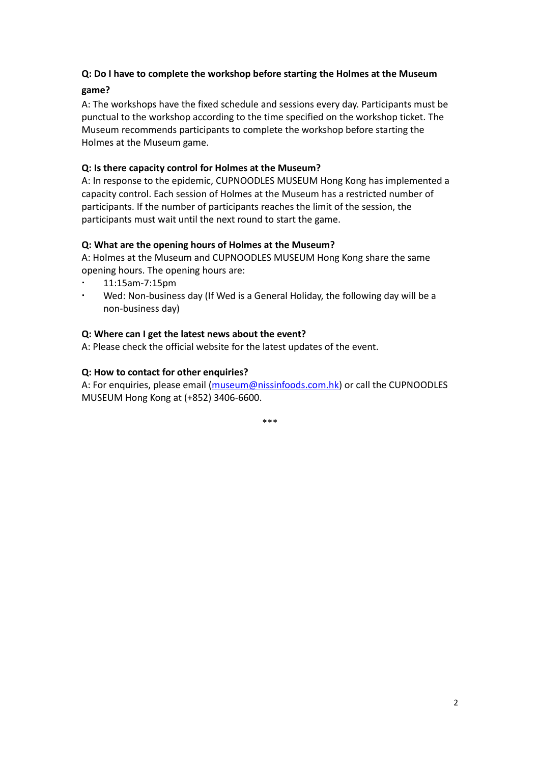**Q: Do I have to complete the workshop before starting the Holmes at the Museum game?**

A: The workshops have the fixed schedule and sessions every day. Participants must be punctual to the workshop according to the time specified on the workshop ticket. The Museum recommends participants to complete the workshop before starting the Holmes at the Museum game.

**Q: Is there capacity control for Holmes at the Museum?**

A: In response to the epidemic, CUPNOODLES MUSEUM Hong Kong has implemented a capacity control. Each session of Holmes at the Museum has a restricted number of participants. If the number of participants reaches the limit of the session, the participants must wait until the next round to start the game.

**Q: What are the opening hours of Holmes at the Museum?**

A: Holmes at the Museum and CUPNOODLES MUSEUM Hong Kong share the same opening hours. The opening hours are:

- 11:15am-7:15pm
- Wed: Non-business day (If Wed is a General Holiday, the following day will be a non-business day)

**Q: Where can I get the latest news about the event?**

A: Please check the official website for the latest updates of the event.

**Q: How to contact for other enquiries?**

A: For enquiries, please email (museum@nissinfoods.com.hk) or call the CUPNOODLES MUSEUM Hong Kong at (+852) 3406-6600.

\*\*\*